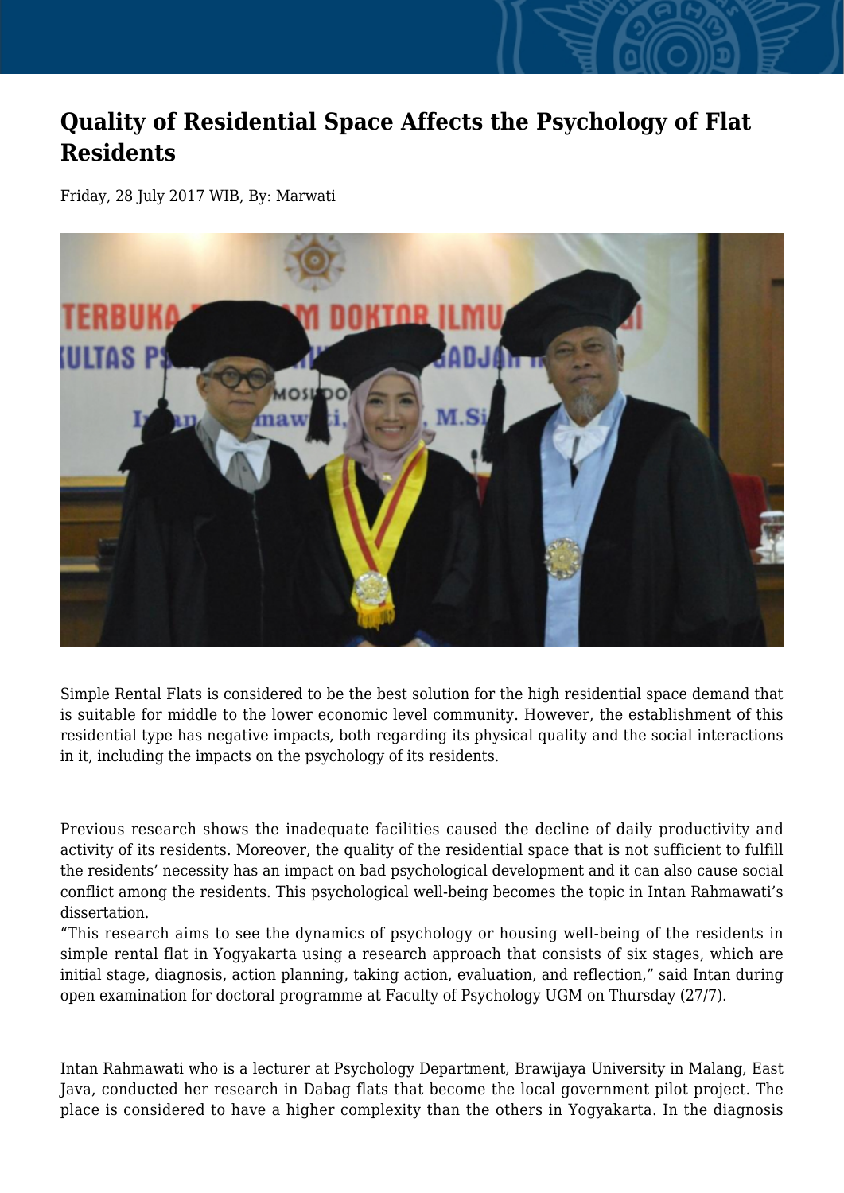# Quality of Residential Space Affects the Psychology of Flat Residents

Friday, 28 July 2017 WIB, By: Marwati

Simple Rental Flats is considered to be the best solution for the high residential space demand that is suitable for middle to the lower economic level community. However, the establishment of this residential type has negative impacts, both regarding its physical quality and the social interactions in it, including the impacts on the psychology of its residents.

Previous research shows the inadequate facilities caused the decline of daily productivity and activity of its residents. Moreover, the quality of the residential space that is not sufficient to fulfill the residents' necessity has an impact on bad psychological development and it can also cause social conflict among the residents. This psychological well-being becomes the topic in Intan Rahmawati's dissertation.

"This research aims to see the dynamics of psychology or housing well-being of the residents in simple rental flat in Yogyakarta using a research approach that consists of six stages, which are initial stage, diagnosis, action planning, taking action, evaluation, and reflection," said Intan during open examination for doctoral programme at Faculty of Psychology UGM on Thursday (27/7).

Intan Rahmawati who is a lecturer at Psychology Department, Brawijaya University in Malang, East Java, conducted her research in Dabag flats that become the local government pilot project. The place is considered to have a higher complexity than the others in Yogyakarta. In the diagnosis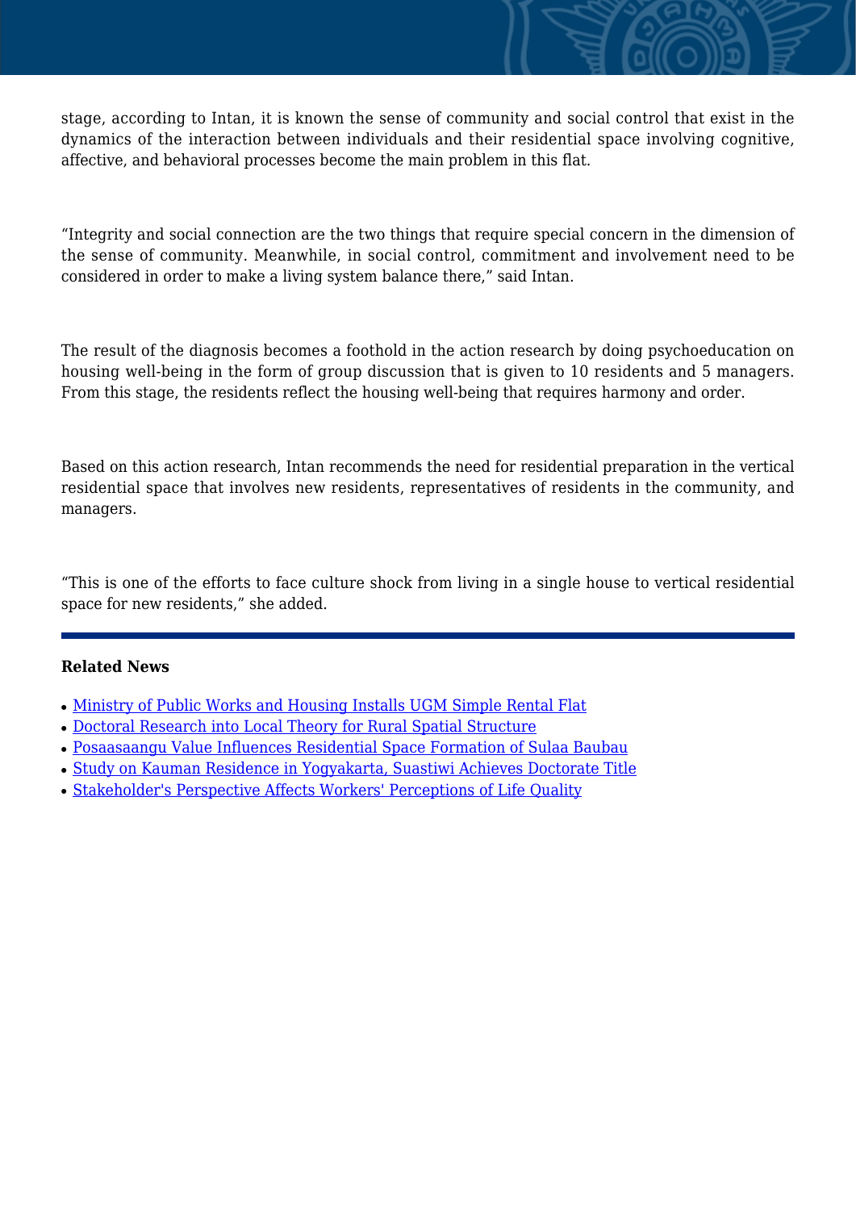stage, according to Intan, it is known the sense of community and social control that exist in the dynamics of the interaction between individuals and their residential space involving cognitive, affective, and behavioral processes become the main problem in this flat.

"Integrity and social connection are the two things that require special concern in the dimension of the sense of community. Meanwhile, in social control, commitment and involvement need to be considered in order to make a living system balance there," said Intan.

The result of the diagnosis becomes a foothold in the action research by doing psychoeducation on housing well-being in the form of group discussion that is given to 10 residents and 5 managers. From this stage, the residents reflect the housing well-being that requires harmony and order.

Based on this action research, Intan recommends the need for residential preparation in the vertical residential space that involves new residents, representatives of residents in the community, and managers.

"This is one of the efforts to face culture shock from living in a single house to vertical residential space for new residents," she added.

---

**Related News**

- Ministry of Public Works and Housing Installs UGM Simple Rental Flat
- Doctoral Research into Local Theory for Rural Spatial Structure
- Posaasaangu Value Influences Residential Space Formation of Sulaa Baubau
- Study on Kauman Residence in Yogyakarta, Suastiwi Achieves Doctorate Title
- Stakeholder's Perspective Affects Workers' Perceptions of Life Quality